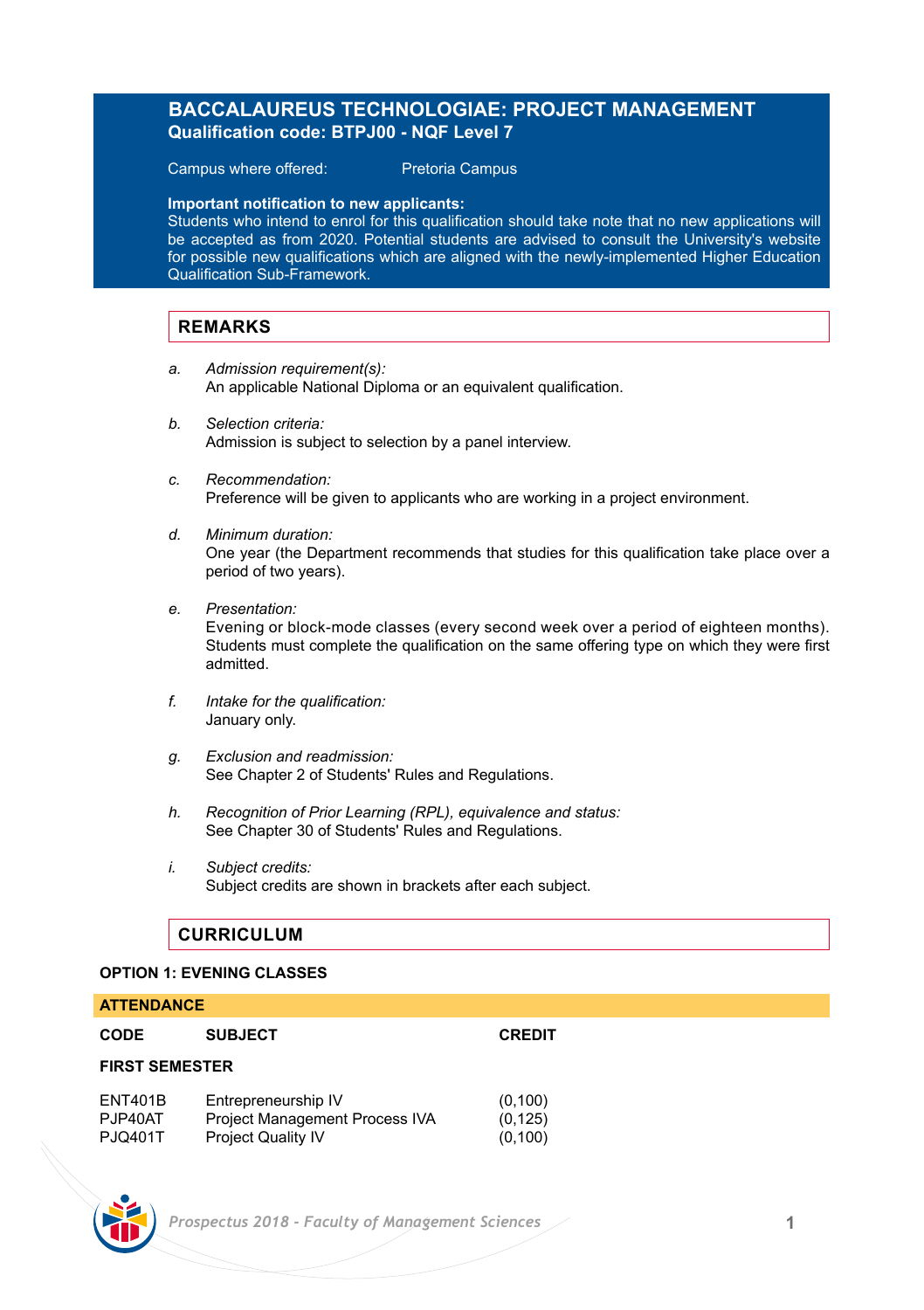# BACCALAUREUS TECHNOLOGIAE: PROJECT MANAGEMENT

**Qualification code: BTPJ00 - NQF Level 7**

Campus where offered: Pretoria Campus

**Important notification to new applicants:**
Students who intend to enrol for this qualification should take note that no new applications will be accepted as from 2020. Potential students are advised to consult the University's website for possible new qualifications which are aligned with the newly-implemented Higher Education Qualification Sub-Framework.

## REMARKS

a. *Admission requirement(s):*
An applicable National Diploma or an equivalent qualification.

b. *Selection criteria:*
Admission is subject to selection by a panel interview.

c. *Recommendation:*
Preference will be given to applicants who are working in a project environment.

d. *Minimum duration:*
One year (the Department recommends that studies for this qualification take place over a period of two years).

e. *Presentation:*
Evening or block-mode classes (every second week over a period of eighteen months). Students must complete the qualification on the same offering type on which they were first admitted.

f. *Intake for the qualification:*
January only.

g. *Exclusion and readmission:*
See Chapter 2 of Students' Rules and Regulations.

h. *Recognition of Prior Learning (RPL), equivalence and status:*
See Chapter 30 of Students' Rules and Regulations.

i. *Subject credits:*
Subject credits are shown in brackets after each subject.

## CURRICULUM

### OPTION 1: EVENING CLASSES

**ATTENDANCE**

| CODE | SUBJECT | CREDIT |
|---|---|---|
| **FIRST SEMESTER** | | |
| ENT401B | Entrepreneurship IV | (0,100) |
| PJP40AT | Project Management Process IVA | (0,125) |
| PJQ401T | Project Quality IV | (0,100) |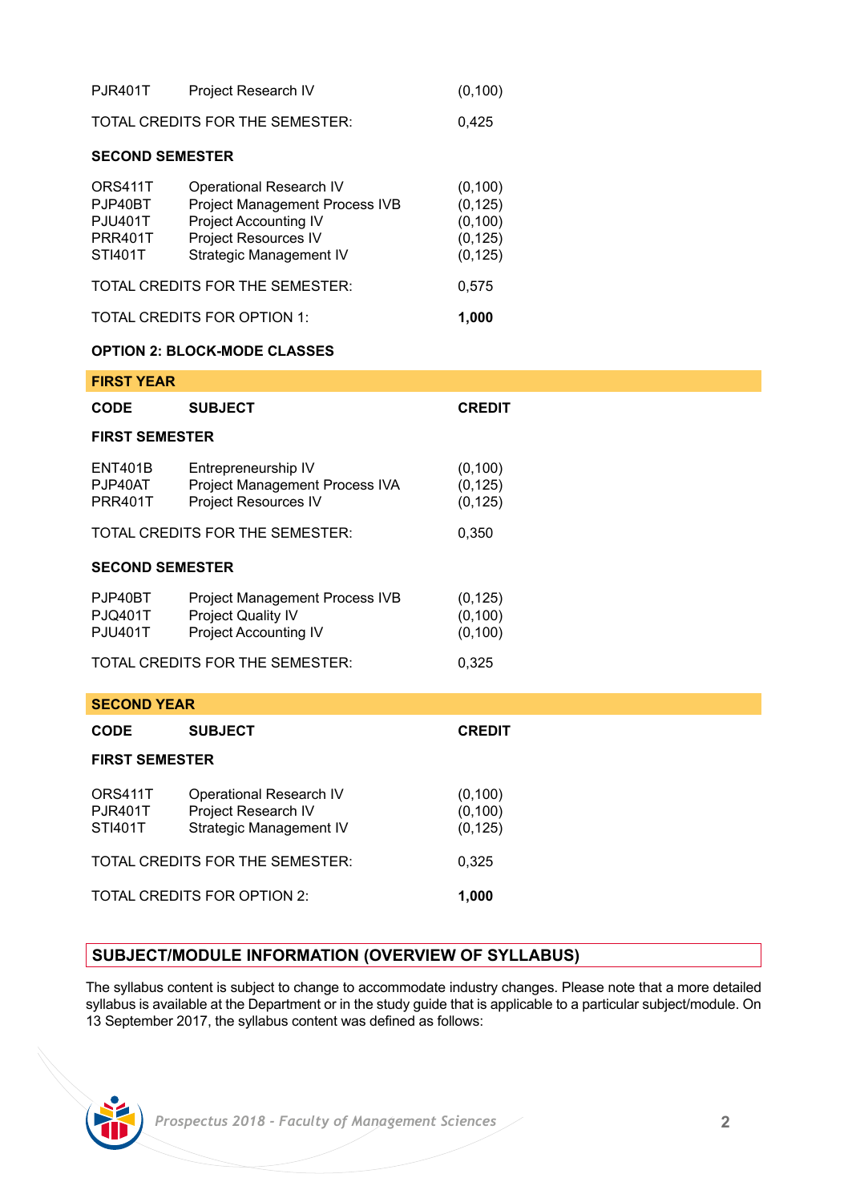| | | |
|---|---|---|
| PJR401T | Project Research IV | (0,100) |
| TOTAL CREDITS FOR THE SEMESTER: | | 0,425 |

**SECOND SEMESTER**

| | | |
|---|---|---|
| ORS411T | Operational Research IV | (0,100) |
| PJP40BT | Project Management Process IVB | (0,125) |
| PJU401T | Project Accounting IV | (0,100) |
| PRR401T | Project Resources IV | (0,125) |
| STI401T | Strategic Management IV | (0,125) |
| TOTAL CREDITS FOR THE SEMESTER: | | 0,575 |
| TOTAL CREDITS FOR OPTION 1: | | **1,000** |

**OPTION 2: BLOCK-MODE CLASSES**

## FIRST YEAR

| CODE | SUBJECT | CREDIT |
|---|---|---|
| **FIRST SEMESTER** | | |
| ENT401B | Entrepreneurship IV | (0,100) |
| PJP40AT | Project Management Process IVA | (0,125) |
| PRR401T | Project Resources IV | (0,125) |
| TOTAL CREDITS FOR THE SEMESTER: | | 0,350 |
| **SECOND SEMESTER** | | |
| PJP40BT | Project Management Process IVB | (0,125) |
| PJQ401T | Project Quality IV | (0,100) |
| PJU401T | Project Accounting IV | (0,100) |
| TOTAL CREDITS FOR THE SEMESTER: | | 0,325 |

## SECOND YEAR

| CODE | SUBJECT | CREDIT |
|---|---|---|
| **FIRST SEMESTER** | | |
| ORS411T | Operational Research IV | (0,100) |
| PJR401T | Project Research IV | (0,100) |
| STI401T | Strategic Management IV | (0,125) |
| TOTAL CREDITS FOR THE SEMESTER: | | 0,325 |
| TOTAL CREDITS FOR OPTION 2: | | **1,000** |

## SUBJECT/MODULE INFORMATION (OVERVIEW OF SYLLABUS)

The syllabus content is subject to change to accommodate industry changes. Please note that a more detailed syllabus is available at the Department or in the study guide that is applicable to a particular subject/module. On 13 September 2017, the syllabus content was defined as follows: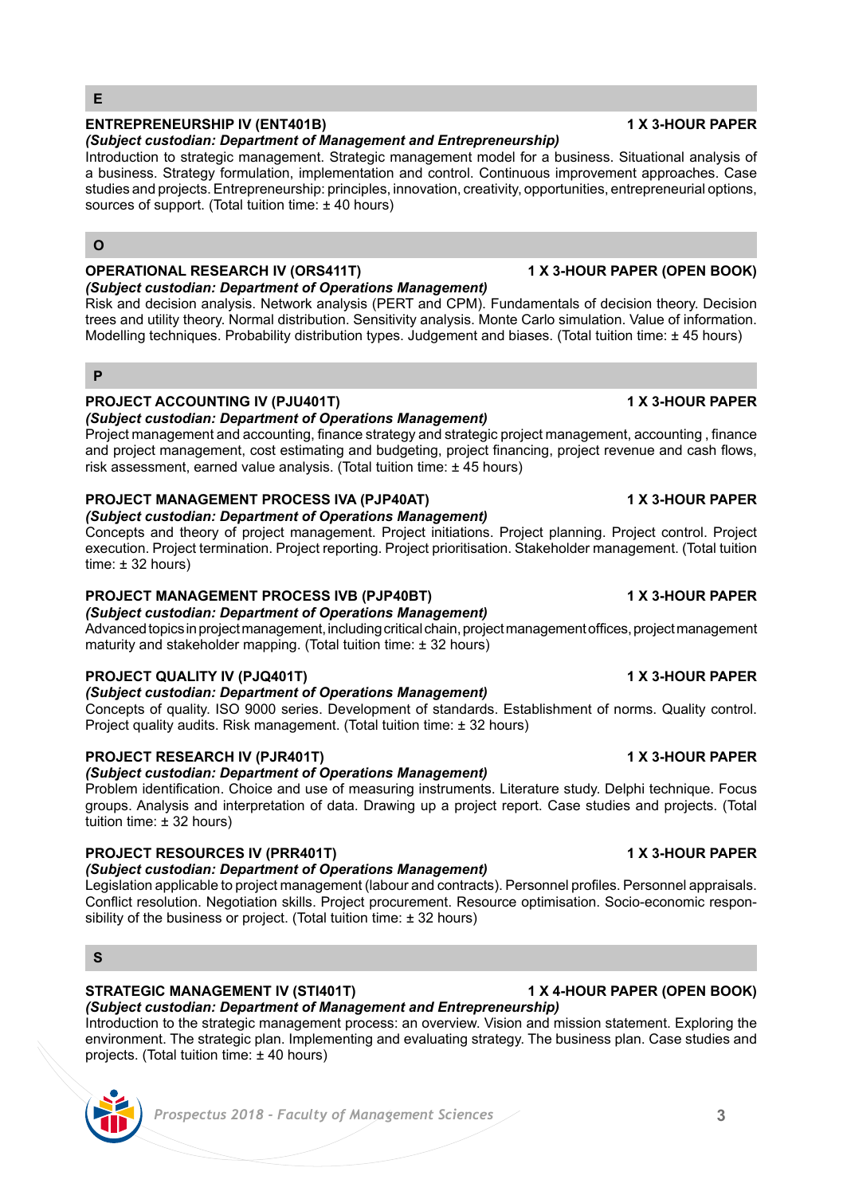## E

**ENTREPRENEURSHIP IV (ENT401B)** **1 X 3-HOUR PAPER**
***(Subject custodian: Department of Management and Entrepreneurship)***
Introduction to strategic management. Strategic management model for a business. Situational analysis of a business. Strategy formulation, implementation and control. Continuous improvement approaches. Case studies and projects. Entrepreneurship: principles, innovation, creativity, opportunities, entrepreneurial options, sources of support. (Total tuition time: ± 40 hours)

## O

**OPERATIONAL RESEARCH IV (ORS411T)** **1 X 3-HOUR PAPER (OPEN BOOK)**
***(Subject custodian: Department of Operations Management)***
Risk and decision analysis. Network analysis (PERT and CPM). Fundamentals of decision theory. Decision trees and utility theory. Normal distribution. Sensitivity analysis. Monte Carlo simulation. Value of information. Modelling techniques. Probability distribution types. Judgement and biases. (Total tuition time: ± 45 hours)

## P

**PROJECT ACCOUNTING IV (PJU401T)** **1 X 3-HOUR PAPER**
***(Subject custodian: Department of Operations Management)***
Project management and accounting, finance strategy and strategic project management, accounting , finance and project management, cost estimating and budgeting, project financing, project revenue and cash flows, risk assessment, earned value analysis. (Total tuition time: ± 45 hours)

**PROJECT MANAGEMENT PROCESS IVA (PJP40AT)** **1 X 3-HOUR PAPER**
***(Subject custodian: Department of Operations Management)***
Concepts and theory of project management. Project initiations. Project planning. Project control. Project execution. Project termination. Project reporting. Project prioritisation. Stakeholder management. (Total tuition time: ± 32 hours)

**PROJECT MANAGEMENT PROCESS IVB (PJP40BT)** **1 X 3-HOUR PAPER**
***(Subject custodian: Department of Operations Management)***
Advanced topics in project management, including critical chain, project management offices, project management maturity and stakeholder mapping. (Total tuition time: ± 32 hours)

**PROJECT QUALITY IV (PJQ401T)** **1 X 3-HOUR PAPER**
***(Subject custodian: Department of Operations Management)***
Concepts of quality. ISO 9000 series. Development of standards. Establishment of norms. Quality control. Project quality audits. Risk management. (Total tuition time: ± 32 hours)

**PROJECT RESEARCH IV (PJR401T)** **1 X 3-HOUR PAPER**
***(Subject custodian: Department of Operations Management)***
Problem identification. Choice and use of measuring instruments. Literature study. Delphi technique. Focus groups. Analysis and interpretation of data. Drawing up a project report. Case studies and projects. (Total tuition time: ± 32 hours)

**PROJECT RESOURCES IV (PRR401T)** **1 X 3-HOUR PAPER**
***(Subject custodian: Department of Operations Management)***
Legislation applicable to project management (labour and contracts). Personnel profiles. Personnel appraisals. Conflict resolution. Negotiation skills. Project procurement. Resource optimisation. Socio-economic responsibility of the business or project. (Total tuition time: ± 32 hours)

## S

**STRATEGIC MANAGEMENT IV (STI401T)** **1 X 4-HOUR PAPER (OPEN BOOK)**
***(Subject custodian: Department of Management and Entrepreneurship)***
Introduction to the strategic management process: an overview. Vision and mission statement. Exploring the environment. The strategic plan. Implementing and evaluating strategy. The business plan. Case studies and projects. (Total tuition time: ± 40 hours)